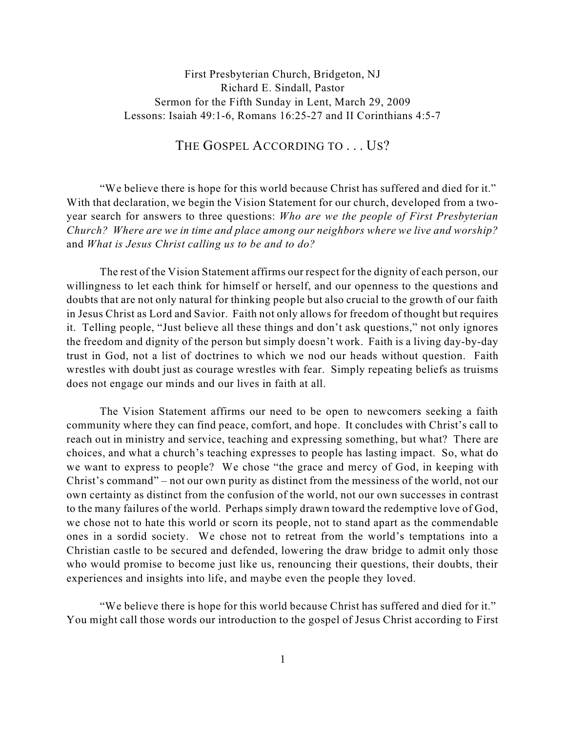First Presbyterian Church, Bridgeton, NJ
Richard E. Sindall, Pastor
Sermon for the Fifth Sunday in Lent, March 29, 2009
Lessons: Isaiah 49:1-6, Romans 16:25-27 and II Corinthians 4:5-7

# THE GOSPEL ACCORDING TO . . . US?

"We believe there is hope for this world because Christ has suffered and died for it." With that declaration, we begin the Vision Statement for our church, developed from a two-year search for answers to three questions: *Who are we the people of First Presbyterian Church? Where are we in time and place among our neighbors where we live and worship?* and *What is Jesus Christ calling us to be and to do?*

The rest of the Vision Statement affirms our respect for the dignity of each person, our willingness to let each think for himself or herself, and our openness to the questions and doubts that are not only natural for thinking people but also crucial to the growth of our faith in Jesus Christ as Lord and Savior. Faith not only allows for freedom of thought but requires it. Telling people, "Just believe all these things and don't ask questions," not only ignores the freedom and dignity of the person but simply doesn't work. Faith is a living day-by-day trust in God, not a list of doctrines to which we nod our heads without question. Faith wrestles with doubt just as courage wrestles with fear. Simply repeating beliefs as truisms does not engage our minds and our lives in faith at all.

The Vision Statement affirms our need to be open to newcomers seeking a faith community where they can find peace, comfort, and hope. It concludes with Christ's call to reach out in ministry and service, teaching and expressing something, but what? There are choices, and what a church's teaching expresses to people has lasting impact. So, what do we want to express to people? We chose "the grace and mercy of God, in keeping with Christ's command" – not our own purity as distinct from the messiness of the world, not our own certainty as distinct from the confusion of the world, not our own successes in contrast to the many failures of the world. Perhaps simply drawn toward the redemptive love of God, we chose not to hate this world or scorn its people, not to stand apart as the commendable ones in a sordid society. We chose not to retreat from the world's temptations into a Christian castle to be secured and defended, lowering the draw bridge to admit only those who would promise to become just like us, renouncing their questions, their doubts, their experiences and insights into life, and maybe even the people they loved.

"We believe there is hope for this world because Christ has suffered and died for it." You might call those words our introduction to the gospel of Jesus Christ according to First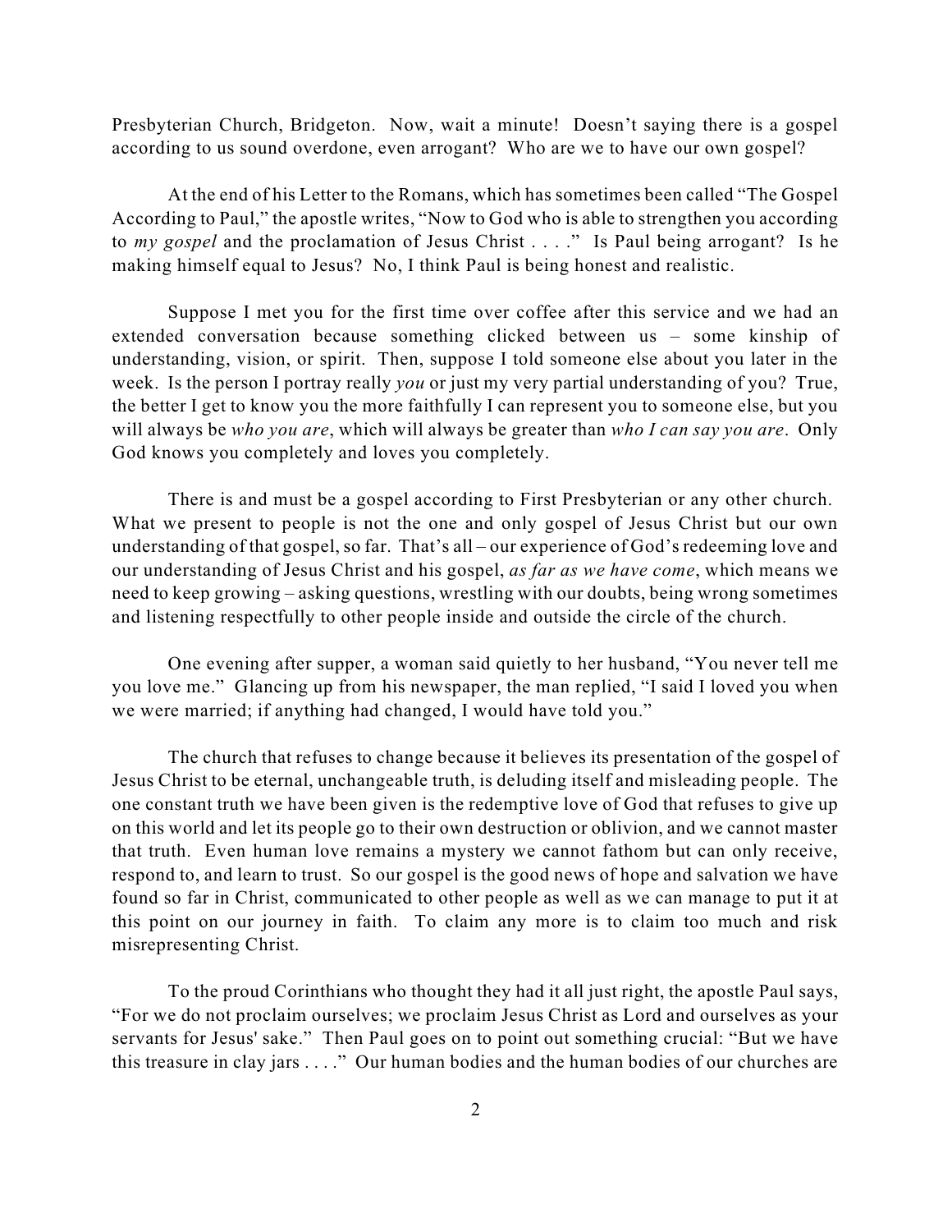Presbyterian Church, Bridgeton. Now, wait a minute! Doesn't saying there is a gospel according to us sound overdone, even arrogant? Who are we to have our own gospel?

At the end of his Letter to the Romans, which has sometimes been called "The Gospel According to Paul," the apostle writes, "Now to God who is able to strengthen you according to *my gospel* and the proclamation of Jesus Christ . . . ." Is Paul being arrogant? Is he making himself equal to Jesus? No, I think Paul is being honest and realistic.

Suppose I met you for the first time over coffee after this service and we had an extended conversation because something clicked between us – some kinship of understanding, vision, or spirit. Then, suppose I told someone else about you later in the week. Is the person I portray really *you* or just my very partial understanding of you? True, the better I get to know you the more faithfully I can represent you to someone else, but you will always be *who you are*, which will always be greater than *who I can say you are*. Only God knows you completely and loves you completely.

There is and must be a gospel according to First Presbyterian or any other church. What we present to people is not the one and only gospel of Jesus Christ but our own understanding of that gospel, so far. That's all – our experience of God's redeeming love and our understanding of Jesus Christ and his gospel, *as far as we have come*, which means we need to keep growing – asking questions, wrestling with our doubts, being wrong sometimes and listening respectfully to other people inside and outside the circle of the church.

One evening after supper, a woman said quietly to her husband, "You never tell me you love me." Glancing up from his newspaper, the man replied, "I said I loved you when we were married; if anything had changed, I would have told you."

The church that refuses to change because it believes its presentation of the gospel of Jesus Christ to be eternal, unchangeable truth, is deluding itself and misleading people. The one constant truth we have been given is the redemptive love of God that refuses to give up on this world and let its people go to their own destruction or oblivion, and we cannot master that truth. Even human love remains a mystery we cannot fathom but can only receive, respond to, and learn to trust. So our gospel is the good news of hope and salvation we have found so far in Christ, communicated to other people as well as we can manage to put it at this point on our journey in faith. To claim any more is to claim too much and risk misrepresenting Christ.

To the proud Corinthians who thought they had it all just right, the apostle Paul says, "For we do not proclaim ourselves; we proclaim Jesus Christ as Lord and ourselves as your servants for Jesus' sake." Then Paul goes on to point out something crucial: "But we have this treasure in clay jars . . . ." Our human bodies and the human bodies of our churches are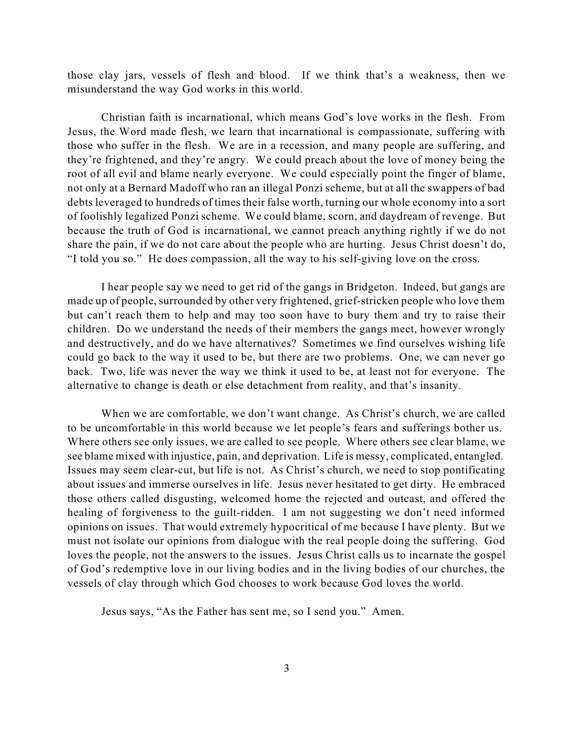those clay jars, vessels of flesh and blood. If we think that's a weakness, then we misunderstand the way God works in this world.

Christian faith is incarnational, which means God's love works in the flesh. From Jesus, the Word made flesh, we learn that incarnational is compassionate, suffering with those who suffer in the flesh. We are in a recession, and many people are suffering, and they're frightened, and they're angry. We could preach about the love of money being the root of all evil and blame nearly everyone. We could especially point the finger of blame, not only at a Bernard Madoff who ran an illegal Ponzi scheme, but at all the swappers of bad debts leveraged to hundreds of times their false worth, turning our whole economy into a sort of foolishly legalized Ponzi scheme. We could blame, scorn, and daydream of revenge. But because the truth of God is incarnational, we cannot preach anything rightly if we do not share the pain, if we do not care about the people who are hurting. Jesus Christ doesn't do, "I told you so." He does compassion, all the way to his self-giving love on the cross.

I hear people say we need to get rid of the gangs in Bridgeton. Indeed, but gangs are made up of people, surrounded by other very frightened, grief-stricken people who love them but can't reach them to help and may too soon have to bury them and try to raise their children. Do we understand the needs of their members the gangs meet, however wrongly and destructively, and do we have alternatives? Sometimes we find ourselves wishing life could go back to the way it used to be, but there are two problems. One, we can never go back. Two, life was never the way we think it used to be, at least not for everyone. The alternative to change is death or else detachment from reality, and that's insanity.

When we are comfortable, we don't want change. As Christ's church, we are called to be uncomfortable in this world because we let people's fears and sufferings bother us. Where others see only issues, we are called to see people. Where others see clear blame, we see blame mixed with injustice, pain, and deprivation. Life is messy, complicated, entangled. Issues may seem clear-cut, but life is not. As Christ's church, we need to stop pontificating about issues and immerse ourselves in life. Jesus never hesitated to get dirty. He embraced those others called disgusting, welcomed home the rejected and outcast, and offered the healing of forgiveness to the guilt-ridden. I am not suggesting we don't need informed opinions on issues. That would extremely hypocritical of me because I have plenty. But we must not isolate our opinions from dialogue with the real people doing the suffering. God loves the people, not the answers to the issues. Jesus Christ calls us to incarnate the gospel of God's redemptive love in our living bodies and in the living bodies of our churches, the vessels of clay through which God chooses to work because God loves the world.

Jesus says, "As the Father has sent me, so I send you." Amen.